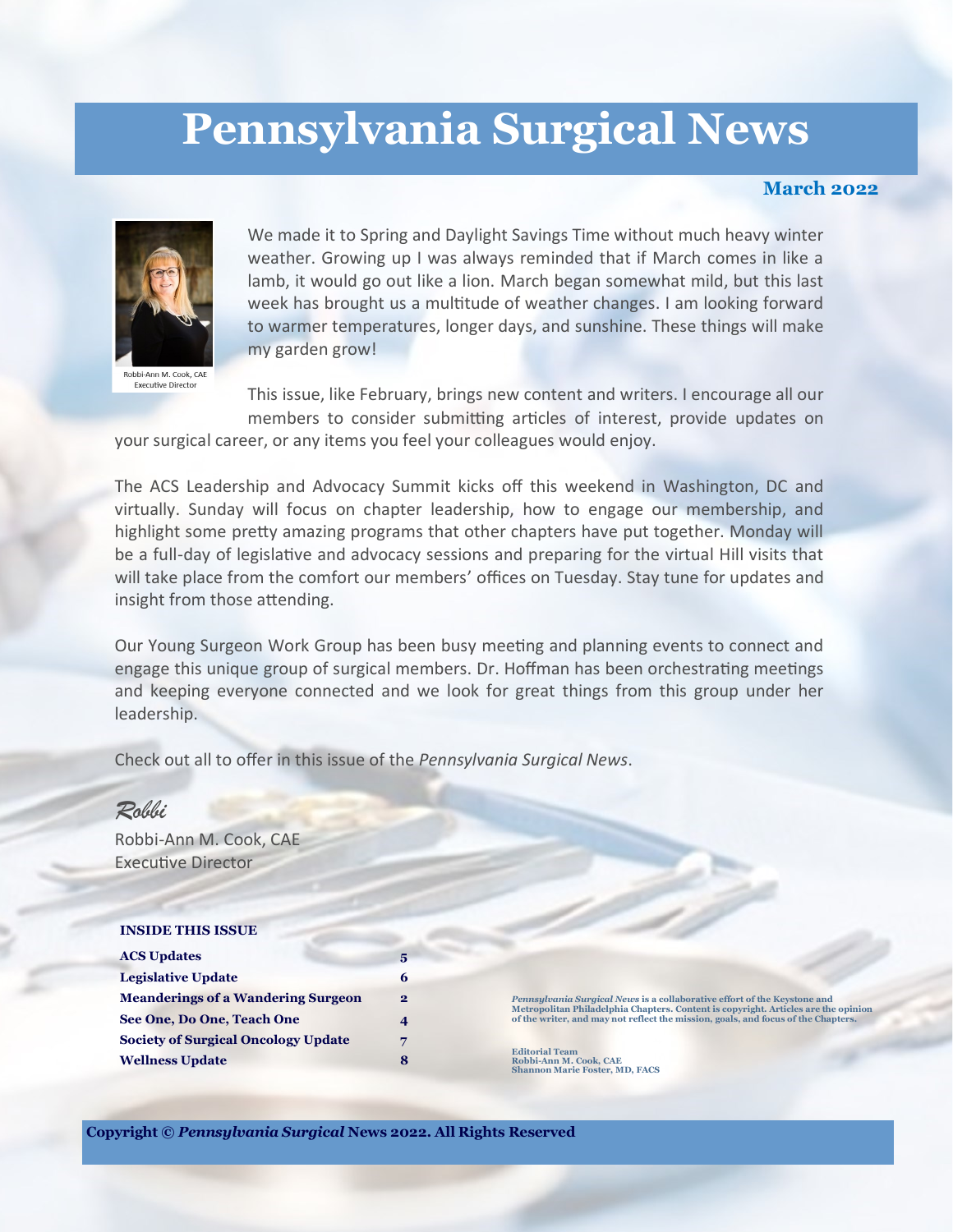# Pennsylvania Surgical News

**March 2022**

Robbi-Ann M. Cook, CAE
Executive Director

We made it to Spring and Daylight Savings Time without much heavy winter weather. Growing up I was always reminded that if March comes in like a lamb, it would go out like a lion. March began somewhat mild, but this last week has brought us a multitude of weather changes. I am looking forward to warmer temperatures, longer days, and sunshine. These things will make my garden grow!

This issue, like February, brings new content and writers. I encourage all our members to consider submitting articles of interest, provide updates on your surgical career, or any items you feel your colleagues would enjoy.

The ACS Leadership and Advocacy Summit kicks off this weekend in Washington, DC and virtually. Sunday will focus on chapter leadership, how to engage our membership, and highlight some pretty amazing programs that other chapters have put together. Monday will be a full-day of legislative and advocacy sessions and preparing for the virtual Hill visits that will take place from the comfort our members' offices on Tuesday. Stay tune for updates and insight from those attending.

Our Young Surgeon Work Group has been busy meeting and planning events to connect and engage this unique group of surgical members. Dr. Hoffman has been orchestrating meetings and keeping everyone connected and we look for great things from this group under her leadership.

Check out all to offer in this issue of the *Pennsylvania Surgical News*.

*Robbi*

Robbi-Ann M. Cook, CAE
Executive Director

**INSIDE THIS ISSUE**

| | |
|---|---|
| **ACS Updates** | **5** |
| **Legislative Update** | **6** |
| **Meanderings of a Wandering Surgeon** | **2** |
| **See One, Do One, Teach One** | **4** |
| **Society of Surgical Oncology Update** | **7** |
| **Wellness Update** | **8** |

***Pennsylvania Surgical News*** **is a collaborative effort of the Keystone and Metropolitan Philadelphia Chapters. Content is copyright. Articles are the opinion of the writer, and may not reflect the mission, goals, and focus of the Chapters.**

**Editorial Team**
**Robbi-Ann M. Cook, CAE**
**Shannon Marie Foster, MD, FACS**

**Copyright © *Pennsylvania Surgical* News 2022. All Rights Reserved**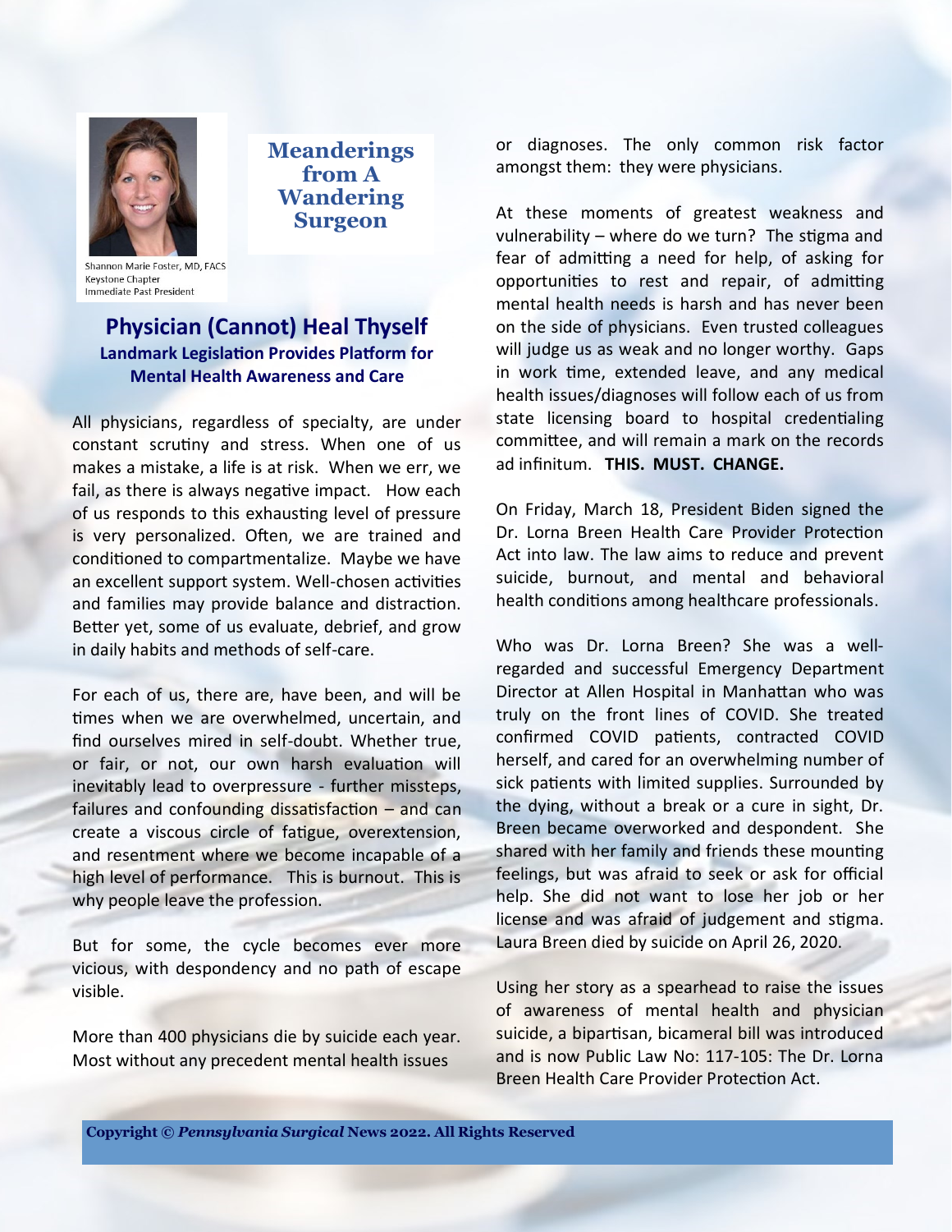Shannon Marie Foster, MD, FACS
Keystone Chapter
Immediate Past President

**Meanderings from A Wandering Surgeon**

## Physician (Cannot) Heal Thyself

### Landmark Legislation Provides Platform for Mental Health Awareness and Care

All physicians, regardless of specialty, are under constant scrutiny and stress. When one of us makes a mistake, a life is at risk. When we err, we fail, as there is always negative impact. How each of us responds to this exhausting level of pressure is very personalized. Often, we are trained and conditioned to compartmentalize. Maybe we have an excellent support system. Well-chosen activities and families may provide balance and distraction. Better yet, some of us evaluate, debrief, and grow in daily habits and methods of self-care.

For each of us, there are, have been, and will be times when we are overwhelmed, uncertain, and find ourselves mired in self-doubt. Whether true, or fair, or not, our own harsh evaluation will inevitably lead to overpressure - further missteps, failures and confounding dissatisfaction – and can create a viscous circle of fatigue, overextension, and resentment where we become incapable of a high level of performance. This is burnout. This is why people leave the profession.

But for some, the cycle becomes ever more vicious, with despondency and no path of escape visible.

More than 400 physicians die by suicide each year. Most without any precedent mental health issues or diagnoses. The only common risk factor amongst them: they were physicians.

At these moments of greatest weakness and vulnerability – where do we turn? The stigma and fear of admitting a need for help, of asking for opportunities to rest and repair, of admitting mental health needs is harsh and has never been on the side of physicians. Even trusted colleagues will judge us as weak and no longer worthy. Gaps in work time, extended leave, and any medical health issues/diagnoses will follow each of us from state licensing board to hospital credentialing committee, and will remain a mark on the records ad infinitum. **THIS. MUST. CHANGE.**

On Friday, March 18, President Biden signed the Dr. Lorna Breen Health Care Provider Protection Act into law. The law aims to reduce and prevent suicide, burnout, and mental and behavioral health conditions among healthcare professionals.

Who was Dr. Lorna Breen? She was a well-regarded and successful Emergency Department Director at Allen Hospital in Manhattan who was truly on the front lines of COVID. She treated confirmed COVID patients, contracted COVID herself, and cared for an overwhelming number of sick patients with limited supplies. Surrounded by the dying, without a break or a cure in sight, Dr. Breen became overworked and despondent. She shared with her family and friends these mounting feelings, but was afraid to seek or ask for official help. She did not want to lose her job or her license and was afraid of judgement and stigma. Laura Breen died by suicide on April 26, 2020.

Using her story as a spearhead to raise the issues of awareness of mental health and physician suicide, a bipartisan, bicameral bill was introduced and is now Public Law No: 117-105: The Dr. Lorna Breen Health Care Provider Protection Act.

**Copyright © *Pennsylvania Surgical* News 2022. All Rights Reserved**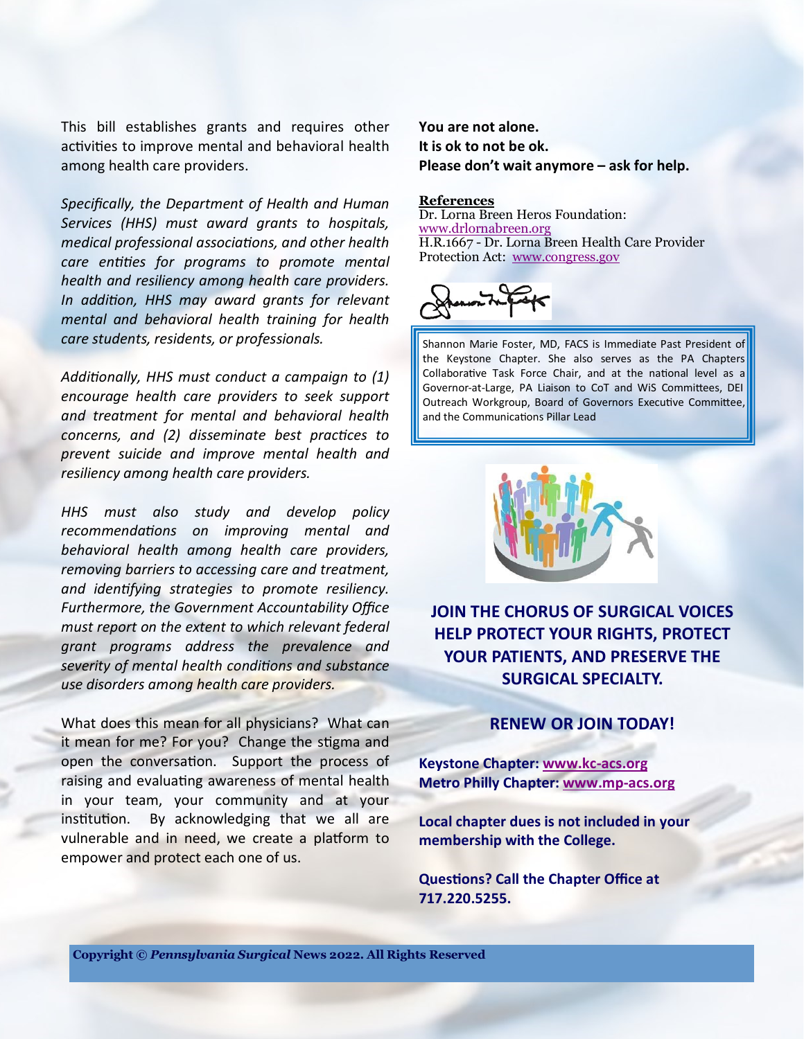This bill establishes grants and requires other activities to improve mental and behavioral health among health care providers.

*Specifically, the Department of Health and Human Services (HHS) must award grants to hospitals, medical professional associations, and other health care entities for programs to promote mental health and resiliency among health care providers. In addition, HHS may award grants for relevant mental and behavioral health training for health care students, residents, or professionals.*

*Additionally, HHS must conduct a campaign to (1) encourage health care providers to seek support and treatment for mental and behavioral health concerns, and (2) disseminate best practices to prevent suicide and improve mental health and resiliency among health care providers.*

*HHS must also study and develop policy recommendations on improving mental and behavioral health among health care providers, removing barriers to accessing care and treatment, and identifying strategies to promote resiliency. Furthermore, the Government Accountability Office must report on the extent to which relevant federal grant programs address the prevalence and severity of mental health conditions and substance use disorders among health care providers.*

What does this mean for all physicians? What can it mean for me? For you? Change the stigma and open the conversation. Support the process of raising and evaluating awareness of mental health in your team, your community and at your institution. By acknowledging that we all are vulnerable and in need, we create a platform to empower and protect each one of us.

**You are not alone.**
**It is ok to not be ok.**
**Please don't wait anymore – ask for help.**

**References**

Dr. Lorna Breen Heros Foundation: www.drlornabreen.org
H.R.1667 - Dr. Lorna Breen Health Care Provider Protection Act: www.congress.gov

Shannon Marie Foster, MD, FACS is Immediate Past President of the Keystone Chapter. She also serves as the PA Chapters Collaborative Task Force Chair, and at the national level as a Governor-at-Large, PA Liaison to CoT and WiS Committees, DEI Outreach Workgroup, Board of Governors Executive Committee, and the Communications Pillar Lead

**JOIN THE CHORUS OF SURGICAL VOICES HELP PROTECT YOUR RIGHTS, PROTECT YOUR PATIENTS, AND PRESERVE THE SURGICAL SPECIALTY.**

**RENEW OR JOIN TODAY!**

**Keystone Chapter: www.kc-acs.org**
**Metro Philly Chapter: www.mp-acs.org**

**Local chapter dues is not included in your membership with the College.**

**Questions? Call the Chapter Office at 717.220.5255.**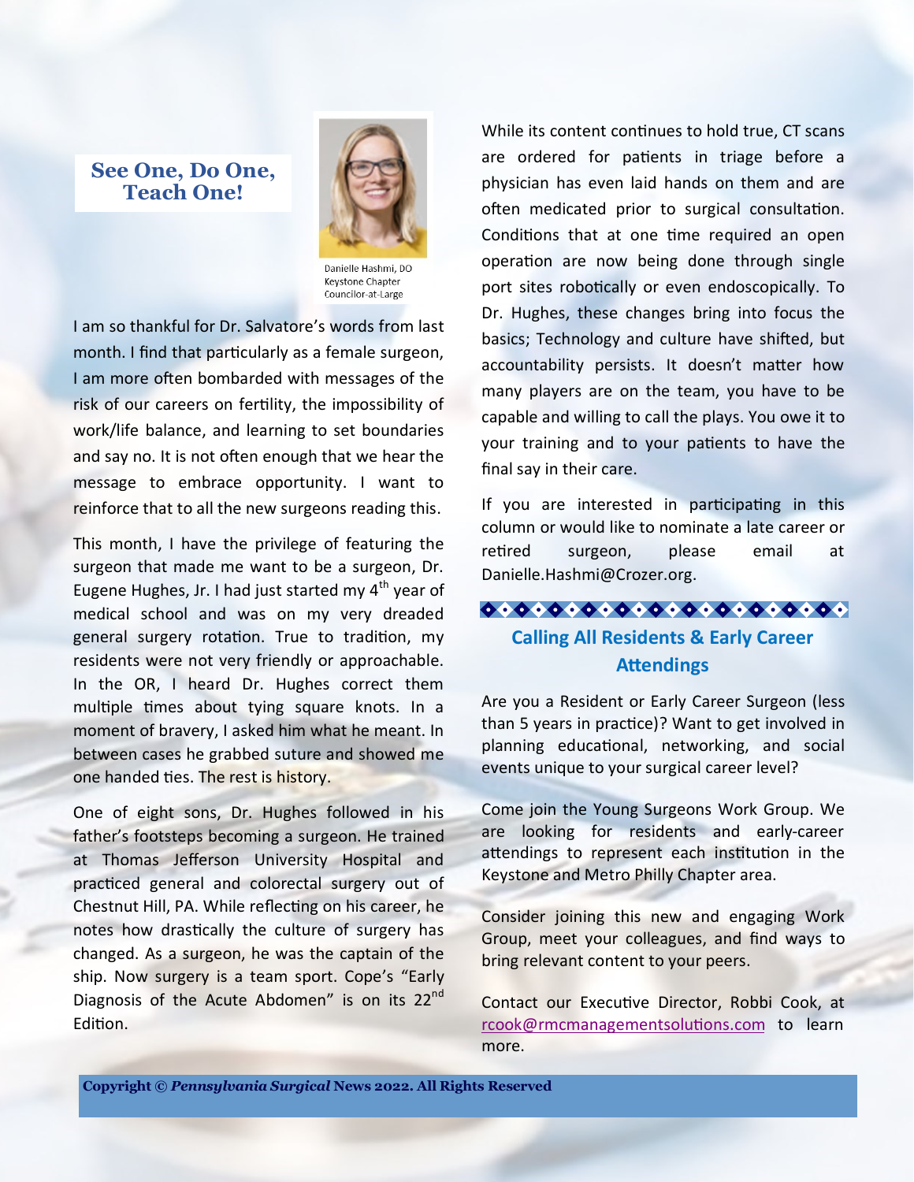## See One, Do One, Teach One!

Danielle Hashmi, DO
Keystone Chapter
Councilor-at-Large

I am so thankful for Dr. Salvatore's words from last month. I find that particularly as a female surgeon, I am more often bombarded with messages of the risk of our careers on fertility, the impossibility of work/life balance, and learning to set boundaries and say no. It is not often enough that we hear the message to embrace opportunity. I want to reinforce that to all the new surgeons reading this.

This month, I have the privilege of featuring the surgeon that made me want to be a surgeon, Dr. Eugene Hughes, Jr. I had just started my 4th year of medical school and was on my very dreaded general surgery rotation. True to tradition, my residents were not very friendly or approachable. In the OR, I heard Dr. Hughes correct them multiple times about tying square knots. In a moment of bravery, I asked him what he meant. In between cases he grabbed suture and showed me one handed ties. The rest is history.

One of eight sons, Dr. Hughes followed in his father's footsteps becoming a surgeon. He trained at Thomas Jefferson University Hospital and practiced general and colorectal surgery out of Chestnut Hill, PA. While reflecting on his career, he notes how drastically the culture of surgery has changed. As a surgeon, he was the captain of the ship. Now surgery is a team sport. Cope's "Early Diagnosis of the Acute Abdomen" is on its 22nd Edition.

While its content continues to hold true, CT scans are ordered for patients in triage before a physician has even laid hands on them and are often medicated prior to surgical consultation. Conditions that at one time required an open operation are now being done through single port sites robotically or even endoscopically. To Dr. Hughes, these changes bring into focus the basics; Technology and culture have shifted, but accountability persists. It doesn't matter how many players are on the team, you have to be capable and willing to call the plays. You owe it to your training and to your patients to have the final say in their care.

If you are interested in participating in this column or would like to nominate a late career or retired surgeon, please email at Danielle.Hashmi@Crozer.org.

## Calling All Residents & Early Career Attendings

Are you a Resident or Early Career Surgeon (less than 5 years in practice)? Want to get involved in planning educational, networking, and social events unique to your surgical career level?

Come join the Young Surgeons Work Group. We are looking for residents and early-career attendings to represent each institution in the Keystone and Metro Philly Chapter area.

Consider joining this new and engaging Work Group, meet your colleagues, and find ways to bring relevant content to your peers.

Contact our Executive Director, Robbi Cook, at rcook@rmcmanagementsolutions.com to learn more.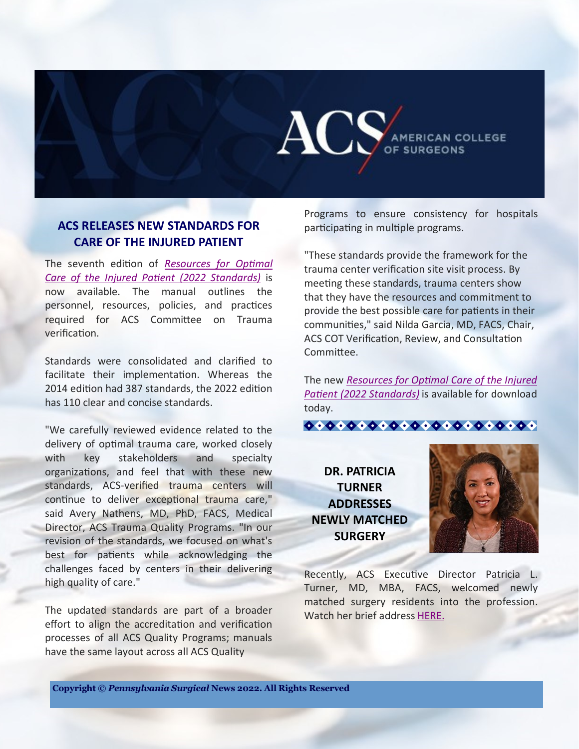## ACS RELEASES NEW STANDARDS FOR CARE OF THE INJURED PATIENT

The seventh edition of *Resources for Optimal Care of the Injured Patient (2022 Standards)* is now available. The manual outlines the personnel, resources, policies, and practices required for ACS Committee on Trauma verification.

Standards were consolidated and clarified to facilitate their implementation. Whereas the 2014 edition had 387 standards, the 2022 edition has 110 clear and concise standards.

"We carefully reviewed evidence related to the delivery of optimal trauma care, worked closely with key stakeholders and specialty organizations, and feel that with these new standards, ACS-verified trauma centers will continue to deliver exceptional trauma care," said Avery Nathens, MD, PhD, FACS, Medical Director, ACS Trauma Quality Programs. "In our revision of the standards, we focused on what's best for patients while acknowledging the challenges faced by centers in their delivering high quality of care."

The updated standards are part of a broader effort to align the accreditation and verification processes of all ACS Quality Programs; manuals have the same layout across all ACS Quality Programs to ensure consistency for hospitals participating in multiple programs.

"These standards provide the framework for the trauma center verification site visit process. By meeting these standards, trauma centers show that they have the resources and commitment to provide the best possible care for patients in their communities," said Nilda Garcia, MD, FACS, Chair, ACS COT Verification, Review, and Consultation Committee.

The new *Resources for Optimal Care of the Injured Patient (2022 Standards)* is available for download today.

## DR. PATRICIA TURNER ADDRESSES NEWLY MATCHED SURGERY

Recently, ACS Executive Director Patricia L. Turner, MD, MBA, FACS, welcomed newly matched surgery residents into the profession. Watch her brief address HERE.

**Copyright © *Pennsylvania Surgical* News 2022. All Rights Reserved**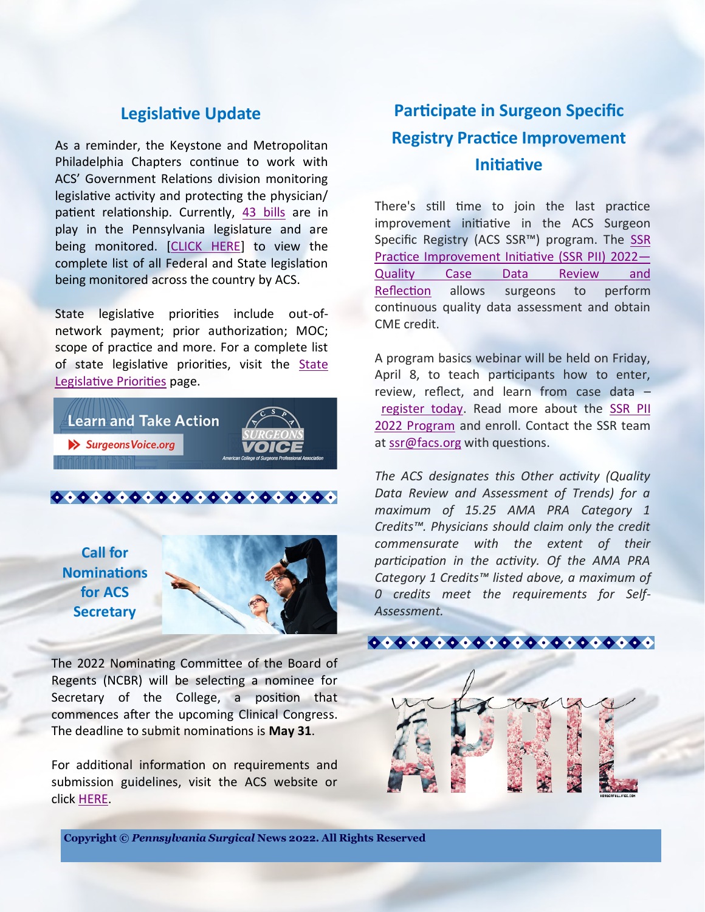## Legislative Update

As a reminder, the Keystone and Metropolitan Philadelphia Chapters continue to work with ACS' Government Relations division monitoring legislative activity and protecting the physician/ patient relationship. Currently, 43 bills are in play in the Pennsylvania legislature and are being monitored. [CLICK HERE] to view the complete list of all Federal and State legislation being monitored across the country by ACS.

State legislative priorities include out-of-network payment; prior authorization; MOC; scope of practice and more. For a complete list of state legislative priorities, visit the State Legislative Priorities page.

Learn and Take Action

SurgeonsVoice.org

## Call for Nominations for ACS Secretary

The 2022 Nominating Committee of the Board of Regents (NCBR) will be selecting a nominee for Secretary of the College, a position that commences after the upcoming Clinical Congress. The deadline to submit nominations is **May 31**.

For additional information on requirements and submission guidelines, visit the ACS website or click HERE.

## Participate in Surgeon Specific Registry Practice Improvement Initiative

There's still time to join the last practice improvement initiative in the ACS Surgeon Specific Registry (ACS SSR™) program. The SSR Practice Improvement Initiative (SSR PII) 2022—Quality Case Data Review and Reflection allows surgeons to perform continuous quality data assessment and obtain CME credit.

A program basics webinar will be held on Friday, April 8, to teach participants how to enter, review, reflect, and learn from case data – register today. Read more about the SSR PII 2022 Program and enroll. Contact the SSR team at ssr@facs.org with questions.

*The ACS designates this Other activity (Quality Data Review and Assessment of Trends) for a maximum of 15.25 AMA PRA Category 1 Credits™. Physicians should claim only the credit commensurate with the extent of their participation in the activity. Of the AMA PRA Category 1 Credits™ listed above, a maximum of 0 credits meet the requirements for Self-Assessment.*

**Copyright © *Pennsylvania Surgical* News 2022. All Rights Reserved**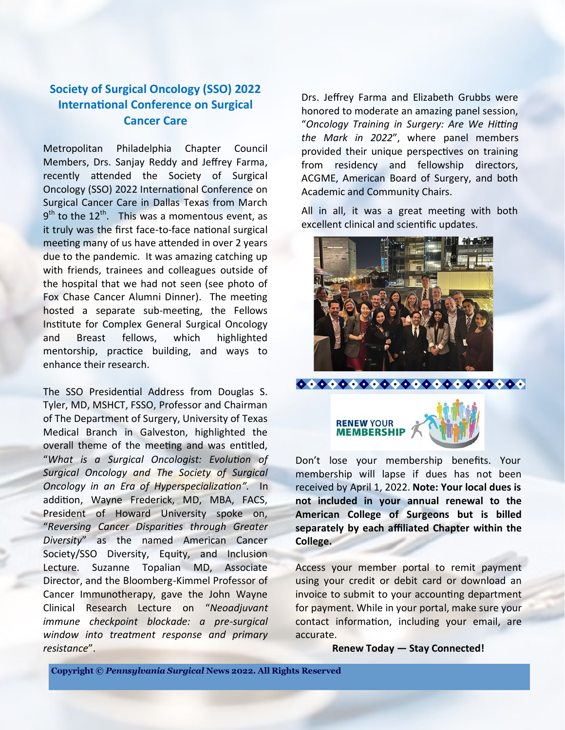## Society of Surgical Oncology (SSO) 2022 International Conference on Surgical Cancer Care

Metropolitan Philadelphia Chapter Council Members, Drs. Sanjay Reddy and Jeffrey Farma, recently attended the Society of Surgical Oncology (SSO) 2022 International Conference on Surgical Cancer Care in Dallas Texas from March 9th to the 12th. This was a momentous event, as it truly was the first face-to-face national surgical meeting many of us have attended in over 2 years due to the pandemic. It was amazing catching up with friends, trainees and colleagues outside of the hospital that we had not seen (see photo of Fox Chase Cancer Alumni Dinner). The meeting hosted a separate sub-meeting, the Fellows Institute for Complex General Surgical Oncology and Breast fellows, which highlighted mentorship, practice building, and ways to enhance their research.

The SSO Presidential Address from Douglas S. Tyler, MD, MSHCT, FSSO, Professor and Chairman of The Department of Surgery, University of Texas Medical Branch in Galveston, highlighted the overall theme of the meeting and was entitled, "*What is a Surgical Oncologist: Evolution of Surgical Oncology and The Society of Surgical Oncology in an Era of Hyperspecialization"*. In addition, Wayne Frederick, MD, MBA, FACS, President of Howard University spoke on, "*Reversing Cancer Disparities through Greater Diversity*" as the named American Cancer Society/SSO Diversity, Equity, and Inclusion Lecture. Suzanne Topalian MD, Associate Director, and the Bloomberg-Kimmel Professor of Cancer Immunotherapy, gave the John Wayne Clinical Research Lecture on "*Neoadjuvant immune checkpoint blockade: a pre-surgical window into treatment response and primary resistance*".

Drs. Jeffrey Farma and Elizabeth Grubbs were honored to moderate an amazing panel session, "*Oncology Training in Surgery: Are We Hitting the Mark in 2022*", where panel members provided their unique perspectives on training from residency and fellowship directors, ACGME, American Board of Surgery, and both Academic and Community Chairs.

All in all, it was a great meeting with both excellent clinical and scientific updates.

**RENEW YOUR MEMBERSHIP**

Don't lose your membership benefits. Your membership will lapse if dues has not been received by April 1, 2022. **Note: Your local dues is not included in your annual renewal to the American College of Surgeons but is billed separately by each affiliated Chapter within the College.**

Access your member portal to remit payment using your credit or debit card or download an invoice to submit to your accounting department for payment. While in your portal, make sure your contact information, including your email, are accurate.

**Renew Today — Stay Connected!**

**Copyright © *Pennsylvania Surgical* News 2022. All Rights Reserved**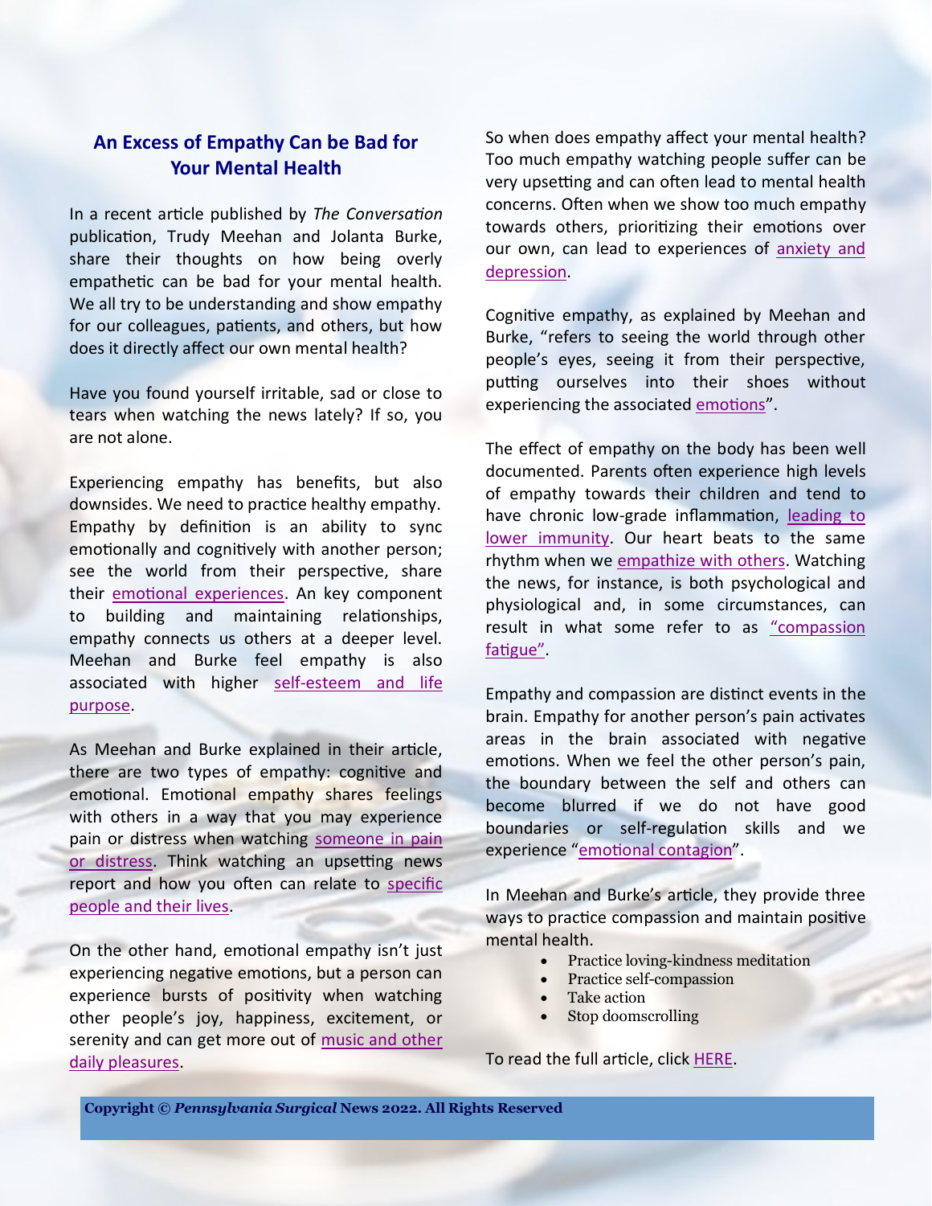## An Excess of Empathy Can be Bad for Your Mental Health

In a recent article published by *The Conversation* publication, Trudy Meehan and Jolanta Burke, share their thoughts on how being overly empathetic can be bad for your mental health. We all try to be understanding and show empathy for our colleagues, patients, and others, but how does it directly affect our own mental health?

Have you found yourself irritable, sad or close to tears when watching the news lately? If so, you are not alone.

Experiencing empathy has benefits, but also downsides. We need to practice healthy empathy. Empathy by definition is an ability to sync emotionally and cognitively with another person; see the world from their perspective, share their emotional experiences. An key component to building and maintaining relationships, empathy connects us others at a deeper level. Meehan and Burke feel empathy is also associated with higher self-esteem and life purpose.

As Meehan and Burke explained in their article, there are two types of empathy: cognitive and emotional. Emotional empathy shares feelings with others in a way that you may experience pain or distress when watching someone in pain or distress. Think watching an upsetting news report and how you often can relate to specific people and their lives.

On the other hand, emotional empathy isn't just experiencing negative emotions, but a person can experience bursts of positivity when watching other people's joy, happiness, excitement, or serenity and can get more out of music and other daily pleasures.

So when does empathy affect your mental health? Too much empathy watching people suffer can be very upsetting and can often lead to mental health concerns. Often when we show too much empathy towards others, prioritizing their emotions over our own, can lead to experiences of anxiety and depression.

Cognitive empathy, as explained by Meehan and Burke, "refers to seeing the world through other people's eyes, seeing it from their perspective, putting ourselves into their shoes without experiencing the associated emotions".

The effect of empathy on the body has been well documented. Parents often experience high levels of empathy towards their children and tend to have chronic low-grade inflammation, leading to lower immunity. Our heart beats to the same rhythm when we empathize with others. Watching the news, for instance, is both psychological and physiological and, in some circumstances, can result in what some refer to as "compassion fatigue".

Empathy and compassion are distinct events in the brain. Empathy for another person's pain activates areas in the brain associated with negative emotions. When we feel the other person's pain, the boundary between the self and others can become blurred if we do not have good boundaries or self-regulation skills and we experience "emotional contagion".

In Meehan and Burke's article, they provide three ways to practice compassion and maintain positive mental health.

- Practice loving-kindness meditation
- Practice self-compassion
- Take action
- Stop doomscrolling

To read the full article, click HERE.

**Copyright © *Pennsylvania Surgical* News 2022. All Rights Reserved**